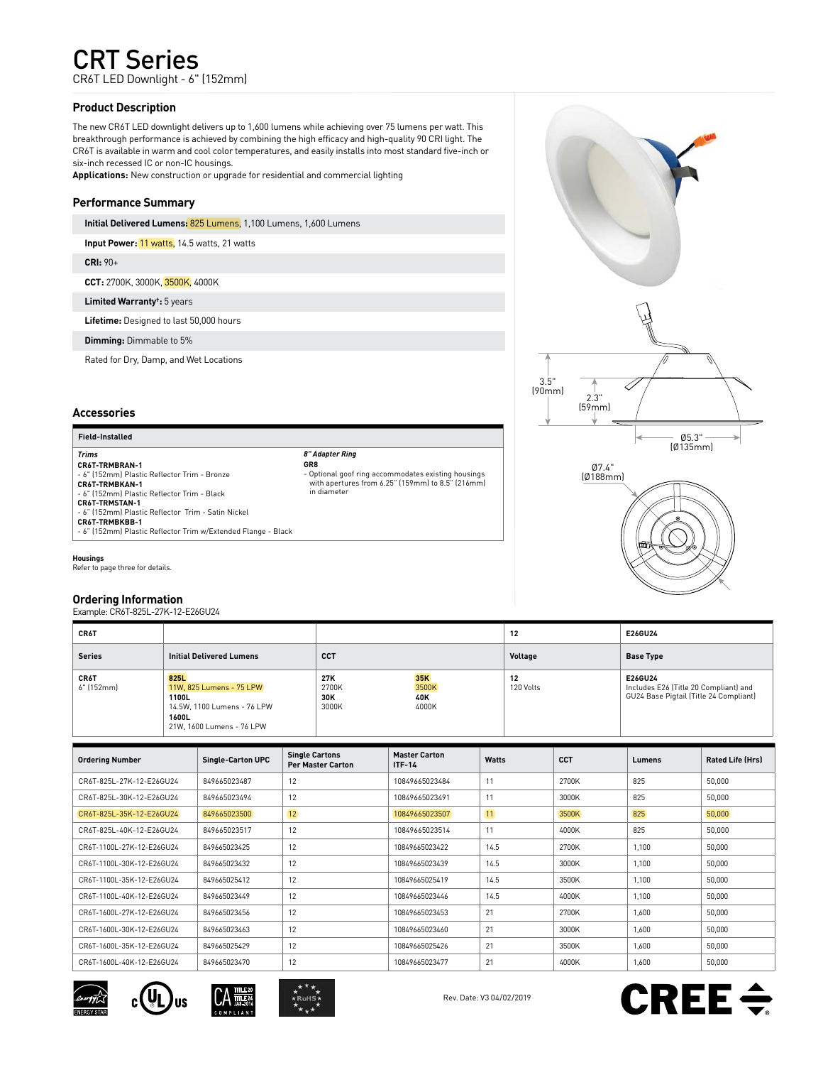# CRT Series

CR6T LED Downlight - 6" (152mm)

## Product Description

The new CR6T LED downlight delivers up to 1,600 lumens while achieving over 75 lumens per watt. This breakthrough performance is achieved by combining the high efficacy and high-quality 90 CRI light. The CR6T is available in warm and cool color temperatures, and easily installs into most standard five-inch or six-inch recessed IC or non-IC housings.

**Applications:** New construction or upgrade for residential and commercial lighting

## Performance Summary

**Initial Delivered Lumens:** 825 Lumens, 1,100 Lumens, 1,600 Lumens

**Input Power:** 11 watts, 14.5 watts, 21 watts

**CRI:** 90+

**CCT:** 2700K, 3000K, 3500K, 4000K

**Limited Warranty†:** 5 years

**Lifetime:** Designed to last 50,000 hours

**Dimming:** Dimmable to 5%

Rated for Dry, Damp, and Wet Locations

3.5" (90mm)

2.3" (59mm)

Ø5.3" (Ø135mm)

Ø7.4" (Ø188mm)

## Accessories

**Field-Installed**

***Trims***

**CR6T-TRMBRAN-1**
- 6" (152mm) Plastic Reflector Trim - Bronze

**CR6T-TRMBKAN-1**
- 6" (152mm) Plastic Reflector Trim - Black

**CR6T-TRMSTAN-1**
- 6" (152mm) Plastic Reflector Trim - Satin Nickel

**CR6T-TRMBKBB-1**
- 6" (152mm) Plastic Reflector Trim w/Extended Flange - Black

***8" Adapter Ring***

**GR8**
- Optional goof ring accommodates existing housings with apertures from 6.25" (159mm) to 8.5" (216mm) in diameter

**Housings**

Refer to page three for details.

## Ordering Information

Example: CR6T-825L-27K-12-E26GU24

| CR6T | | | | 12 | E26GU24 |
|---|---|---|---|---|---|
| **Series** | **Initial Delivered Lumens** | **CCT** | | **Voltage** | **Base Type** |
| **CR6T**<br>6" (152mm) | **825L**<br>11W, 825 Lumens - 75 LPW<br>**1100L**<br>14.5W, 1100 Lumens - 76 LPW<br>**1600L**<br>21W, 1600 Lumens - 76 LPW | **27K**<br>2700K<br>**30K**<br>3000K | **35K**<br>3500K<br>**40K**<br>4000K | **12**<br>120 Volts | **E26GU24**<br>Includes E26 (Title 20 Compliant) and GU24 Base Pigtail (Title 24 Compliant) |

| Ordering Number | Single-Carton UPC | Single Cartons Per Master Carton | Master Carton ITF-14 | Watts | CCT | Lumens | Rated Life (Hrs) |
|---|---|---|---|---|---|---|---|
| CR6T-825L-27K-12-E26GU24 | 849665023487 | 12 | 10849665023484 | 11 | 2700K | 825 | 50,000 |
| CR6T-825L-30K-12-E26GU24 | 849665023494 | 12 | 10849665023491 | 11 | 3000K | 825 | 50,000 |
| CR6T-825L-35K-12-E26GU24 | 849665023500 | 12 | 10849665023507 | 11 | 3500K | 825 | 50,000 |
| CR6T-825L-40K-12-E26GU24 | 849665023517 | 12 | 10849665023514 | 11 | 4000K | 825 | 50,000 |
| CR6T-1100L-27K-12-E26GU24 | 849665023425 | 12 | 10849665023422 | 14.5 | 2700K | 1,100 | 50,000 |
| CR6T-1100L-30K-12-E26GU24 | 849665023432 | 12 | 10849665023439 | 14.5 | 3000K | 1,100 | 50,000 |
| CR6T-1100L-35K-12-E26GU24 | 849665025412 | 12 | 10849665025419 | 14.5 | 3500K | 1,100 | 50,000 |
| CR6T-1100L-40K-12-E26GU24 | 849665023449 | 12 | 10849665023446 | 14.5 | 4000K | 1,100 | 50,000 |
| CR6T-1600L-27K-12-E26GU24 | 849665023456 | 12 | 10849665023453 | 21 | 2700K | 1,600 | 50,000 |
| CR6T-1600L-30K-12-E26GU24 | 849665023463 | 12 | 10849665023460 | 21 | 3000K | 1,600 | 50,000 |
| CR6T-1600L-35K-12-E26GU24 | 849665025429 | 12 | 10849665025426 | 21 | 3500K | 1,600 | 50,000 |
| CR6T-1600L-40K-12-E26GU24 | 849665023470 | 12 | 10849665023477 | 21 | 4000K | 1,600 | 50,000 |

Rev. Date: V3 04/02/2019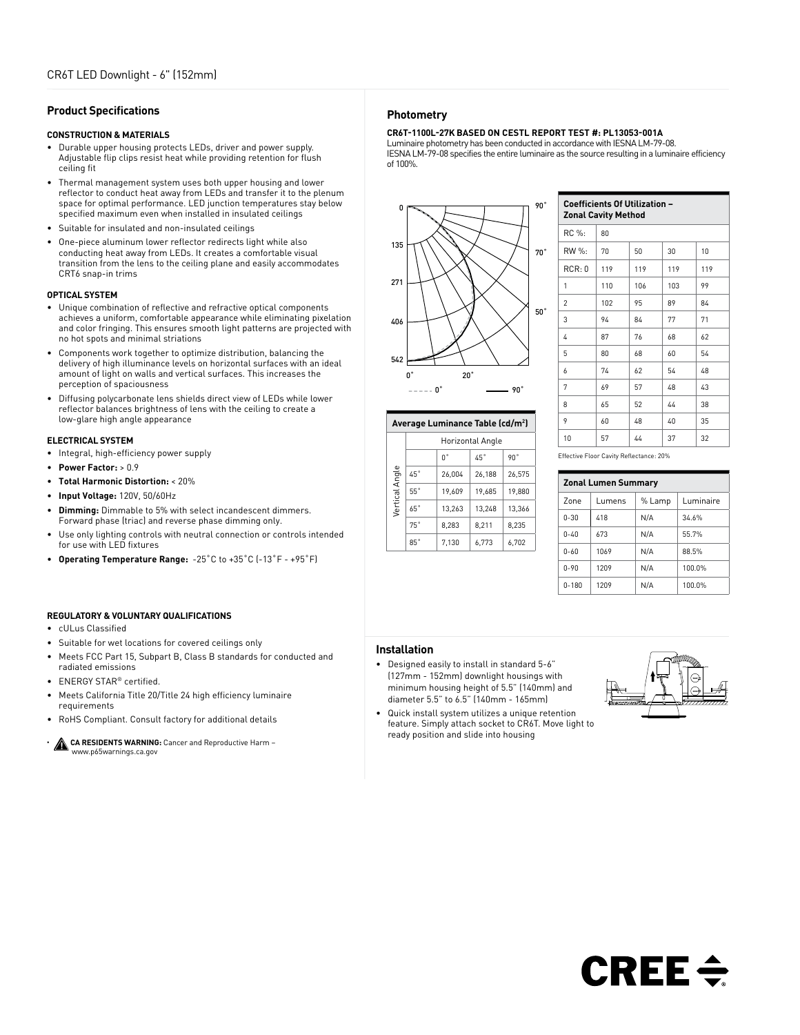## Product Specifications

### CONSTRUCTION & MATERIALS

- Durable upper housing protects LEDs, driver and power supply. Adjustable flip clips resist heat while providing retention for flush ceiling fit
- Thermal management system uses both upper housing and lower reflector to conduct heat away from LEDs and transfer it to the plenum space for optimal performance. LED junction temperatures stay below specified maximum even when installed in insulated ceilings
- Suitable for insulated and non-insulated ceilings
- One-piece aluminum lower reflector redirects light while also conducting heat away from LEDs. It creates a comfortable visual transition from the lens to the ceiling plane and easily accommodates CRT6 snap-in trims

### OPTICAL SYSTEM

- Unique combination of reflective and refractive optical components achieves a uniform, comfortable appearance while eliminating pixelation and color fringing. This ensures smooth light patterns are projected with no hot spots and minimal striations
- Components work together to optimize distribution, balancing the delivery of high illuminance levels on horizontal surfaces with an ideal amount of light on walls and vertical surfaces. This increases the perception of spaciousness
- Diffusing polycarbonate lens shields direct view of LEDs while lower reflector balances brightness of lens with the ceiling to create a low-glare high angle appearance

### ELECTRICAL SYSTEM

- Integral, high-efficiency power supply
- **Power Factor:** > 0.9
- **Total Harmonic Distortion:** < 20%
- **Input Voltage:** 120V, 50/60Hz
- **Dimming:** Dimmable to 5% with select incandescent dimmers. Forward phase (triac) and reverse phase dimming only.
- Use only lighting controls with neutral connection or controls intended for use with LED fixtures
- **Operating Temperature Range:** -25˚C to +35˚C (-13˚F - +95˚F)

### REGULATORY & VOLUNTARY QUALIFICATIONS

- cULus Classified
- Suitable for wet locations for covered ceilings only
- Meets FCC Part 15, Subpart B, Class B standards for conducted and radiated emissions
- ENERGY STAR® certified.
- Meets California Title 20/Title 24 high efficiency luminaire requirements
- RoHS Compliant. Consult factory for additional details
- **CA RESIDENTS WARNING:** Cancer and Reproductive Harm – www.p65warnings.ca.gov

## Photometry

**CR6T-1100L-27K BASED ON CESTL REPORT TEST #: PL13053-001A**

Luminaire photometry has been conducted in accordance with IESNA LM-79-08.
IESNA LM-79-08 specifies the entire luminaire as the source resulting in a luminaire efficiency of 100%.

| Average Luminance Table (cd/m²) | | | | |
|---|---|---|---|---|
| | | Horizontal Angle | | |
| Vertical Angle | | 0˚ | 45˚ | 90˚ |
| | 45˚ | 26,004 | 26,188 | 26,575 |
| | 55˚ | 19,609 | 19,685 | 19,880 |
| | 65˚ | 13,263 | 13,248 | 13,366 |
| | 75˚ | 8,283 | 8,211 | 8,235 |
| | 85˚ | 7,130 | 6,773 | 6,702 |

| Coefficients Of Utilization – Zonal Cavity Method | | | | |
|---|---|---|---|---|
| RC %: | 80 | | | |
| RW %: | 70 | 50 | 30 | 10 |
| RCR: 0 | 119 | 119 | 119 | 119 |
| 1 | 110 | 106 | 103 | 99 |
| 2 | 102 | 95 | 89 | 84 |
| 3 | 94 | 84 | 77 | 71 |
| 4 | 87 | 76 | 68 | 62 |
| 5 | 80 | 68 | 60 | 54 |
| 6 | 74 | 62 | 54 | 48 |
| 7 | 69 | 57 | 48 | 43 |
| 8 | 65 | 52 | 44 | 38 |
| 9 | 60 | 48 | 40 | 35 |
| 10 | 57 | 44 | 37 | 32 |

Effective Floor Cavity Reflectance: 20%

| Zonal Lumen Summary | | | |
|---|---|---|---|
| Zone | Lumens | % Lamp | Luminaire |
| 0-30 | 418 | N/A | 34.6% |
| 0-40 | 673 | N/A | 55.7% |
| 0-60 | 1069 | N/A | 88.5% |
| 0-90 | 1209 | N/A | 100.0% |
| 0-180 | 1209 | N/A | 100.0% |

## Installation

- Designed easily to install in standard 5-6" (127mm - 152mm) downlight housings with minimum housing height of 5.5" (140mm) and diameter 5.5" to 6.5" (140mm - 165mm)
- Quick install system utilizes a unique retention feature. Simply attach socket to CR6T. Move light to ready position and slide into housing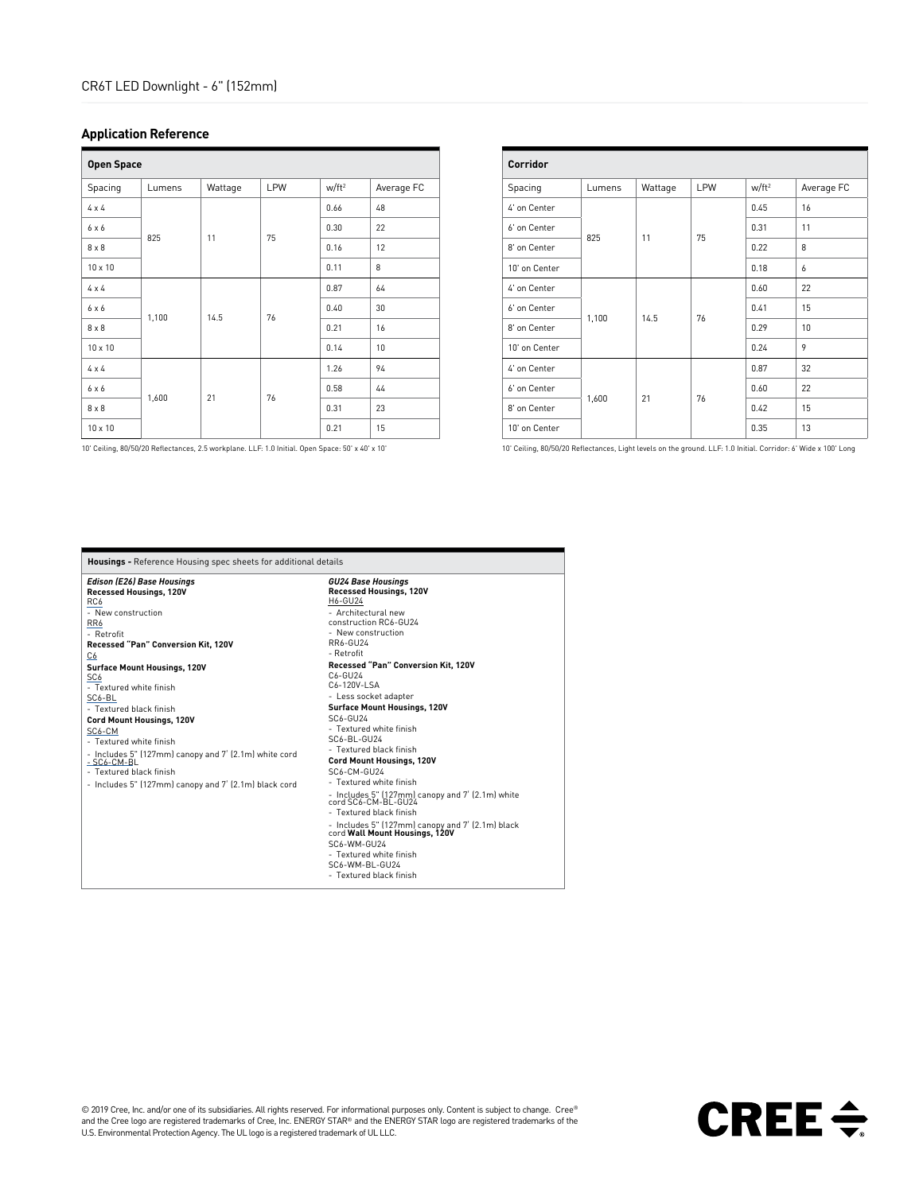## Application Reference

| Open Space | | | | | |
|---|---|---|---|---|---|
| Spacing | Lumens | Wattage | LPW | w/ft² | Average FC |
| 4 x 4 | 825 | 11 | 75 | 0.66 | 48 |
| 6 x 6 | | | | 0.30 | 22 |
| 8 x 8 | | | | 0.16 | 12 |
| 10 x 10 | | | | 0.11 | 8 |
| 4 x 4 | 1,100 | 14.5 | 76 | 0.87 | 64 |
| 6 x 6 | | | | 0.40 | 30 |
| 8 x 8 | | | | 0.21 | 16 |
| 10 x 10 | | | | 0.14 | 10 |
| 4 x 4 | 1,600 | 21 | 76 | 1.26 | 94 |
| 6 x 6 | | | | 0.58 | 44 |
| 8 x 8 | | | | 0.31 | 23 |
| 10 x 10 | | | | 0.21 | 15 |

10' Ceiling, 80/50/20 Reflectances, 2.5 workplane. LLF: 1.0 Initial. Open Space: 50' x 40' x 10'

| Corridor | | | | | |
|---|---|---|---|---|---|
| Spacing | Lumens | Wattage | LPW | w/ft² | Average FC |
| 4' on Center | 825 | 11 | 75 | 0.45 | 16 |
| 6' on Center | | | | 0.31 | 11 |
| 8' on Center | | | | 0.22 | 8 |
| 10' on Center | | | | 0.18 | 6 |
| 4' on Center | 1,100 | 14.5 | 76 | 0.60 | 22 |
| 6' on Center | | | | 0.41 | 15 |
| 8' on Center | | | | 0.29 | 10 |
| 10' on Center | | | | 0.24 | 9 |
| 4' on Center | 1,600 | 21 | 76 | 0.87 | 32 |
| 6' on Center | | | | 0.60 | 22 |
| 8' on Center | | | | 0.42 | 15 |
| 10' on Center | | | | 0.35 | 13 |

10' Ceiling, 80/50/20 Reflectances, Light levels on the ground. LLF: 1.0 Initial. Corridor: 6' Wide x 100' Long

**Housings -** Reference Housing spec sheets for additional details

***Edison (E26) Base Housings***

**Recessed Housings, 120V**

RC6
- New construction

RR6
- Retrofit

**Recessed "Pan" Conversion Kit, 120V**

C6

**Surface Mount Housings, 120V**

SC6
- Textured white finish

SC6-BL
- Textured black finish

**Cord Mount Housings, 120V**

SC6-CM
- Textured white finish
- Includes 5" (127mm) canopy and 7' (2.1m) white cord

SC6-CM-BL
- Textured black finish
- Includes 5" (127mm) canopy and 7' (2.1m) black cord

***GU24 Base Housings***

**Recessed Housings, 120V**

H6-GU24
- Architectural new construction

RC6-GU24
- New construction

RR6-GU24
- Retrofit

**Recessed "Pan" Conversion Kit, 120V**

C6-GU24

C6-120V-LSA
- Less socket adapter

**Surface Mount Housings, 120V**

SC6-GU24
- Textured white finish

SC6-BL-GU24
- Textured black finish

**Cord Mount Housings, 120V**

SC6-CM-GU24
- Textured white finish
- Includes 5" (127mm) canopy and 7' (2.1m) white cord

SC6-CM-BL-GU24
- Textured black finish
- Includes 5" (127mm) canopy and 7' (2.1m) black cord

**Wall Mount Housings, 120V**

SC6-WM-GU24
- Textured white finish

SC6-WM-BL-GU24
- Textured black finish

© 2019 Cree, Inc. and/or one of its subsidiaries. All rights reserved. For informational purposes only. Content is subject to change. Cree® and the Cree logo are registered trademarks of Cree, Inc. ENERGY STAR® and the ENERGY STAR logo are registered trademarks of the U.S. Environmental Protection Agency. The UL logo is a registered trademark of UL LLC.